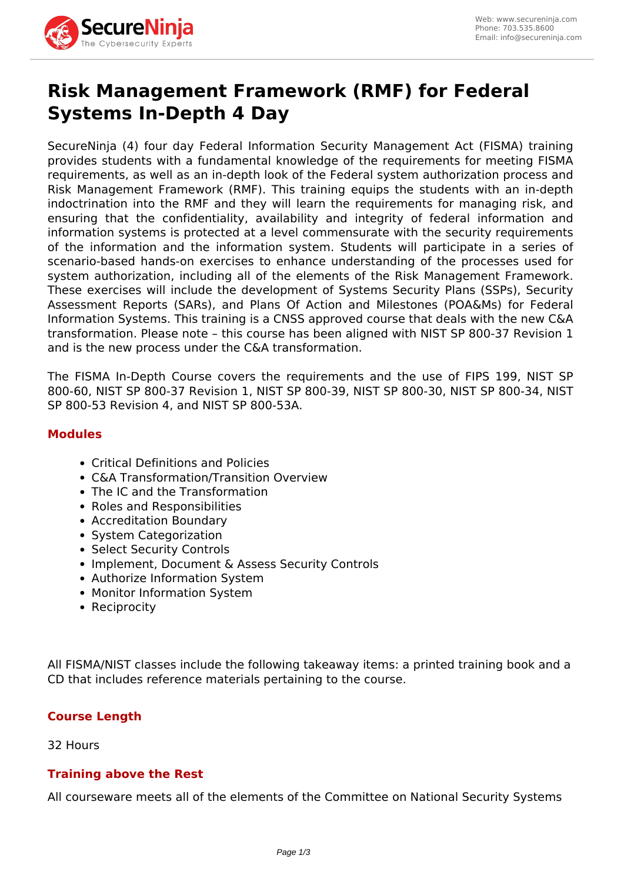# Risk Management Framework (RMF) for Federal Systems In-Depth 4 Day

SecureNinja (4) four day Federal Information Security Management Act (FISMA) training provides students with a fundamental knowledge of the requirements for meeting FISMA requirements, as well as an in-depth look of the Federal system authorization process and Risk Management Framework (RMF). This training equips the students with an in-depth indoctrination into the RMF and they will learn the requirements for managing risk, and ensuring that the confidentiality, availability and integrity of federal information and information systems is protected at a level commensurate with the security requirements of the information and the information system. Students will participate in a series of scenario-based hands-on exercises to enhance understanding of the processes used for system authorization, including all of the elements of the Risk Management Framework. These exercises will include the development of Systems Security Plans (SSPs), Security Assessment Reports (SARs), and Plans Of Action and Milestones (POA&Ms) for Federal Information Systems. This training is a CNSS approved course that deals with the new C&A transformation. Please note – this course has been aligned with NIST SP 800-37 Revision 1 and is the new process under the C&A transformation.

The FISMA In-Depth Course covers the requirements and the use of FIPS 199, NIST SP 800-60, NIST SP 800-37 Revision 1, NIST SP 800-39, NIST SP 800-30, NIST SP 800-34, NIST SP 800-53 Revision 4, and NIST SP 800-53A.

## Modules

- Critical Definitions and Policies
- C&A Transformation/Transition Overview
- The IC and the Transformation
- Roles and Responsibilities
- Accreditation Boundary
- System Categorization
- Select Security Controls
- Implement, Document & Assess Security Controls
- Authorize Information System
- Monitor Information System
- Reciprocity

All FISMA/NIST classes include the following takeaway items: a printed training book and a CD that includes reference materials pertaining to the course.

## Course Length

32 Hours

## Training above the Rest

All courseware meets all of the elements of the Committee on National Security Systems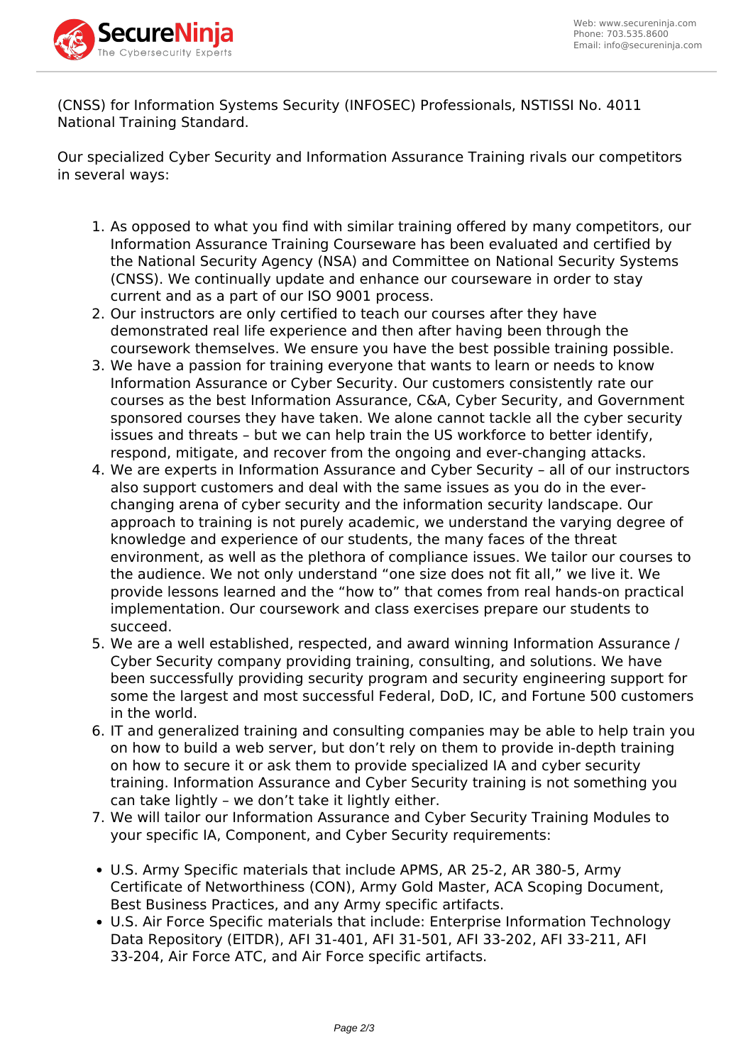(CNSS) for Information Systems Security (INFOSEC) Professionals, NSTISSI No. 4011 National Training Standard.

Our specialized Cyber Security and Information Assurance Training rivals our competitors in several ways:

1. As opposed to what you find with similar training offered by many competitors, our Information Assurance Training Courseware has been evaluated and certified by the National Security Agency (NSA) and Committee on National Security Systems (CNSS). We continually update and enhance our courseware in order to stay current and as a part of our ISO 9001 process.
2. Our instructors are only certified to teach our courses after they have demonstrated real life experience and then after having been through the coursework themselves. We ensure you have the best possible training possible.
3. We have a passion for training everyone that wants to learn or needs to know Information Assurance or Cyber Security. Our customers consistently rate our courses as the best Information Assurance, C&A, Cyber Security, and Government sponsored courses they have taken. We alone cannot tackle all the cyber security issues and threats – but we can help train the US workforce to better identify, respond, mitigate, and recover from the ongoing and ever-changing attacks.
4. We are experts in Information Assurance and Cyber Security – all of our instructors also support customers and deal with the same issues as you do in the ever-changing arena of cyber security and the information security landscape. Our approach to training is not purely academic, we understand the varying degree of knowledge and experience of our students, the many faces of the threat environment, as well as the plethora of compliance issues. We tailor our courses to the audience. We not only understand "one size does not fit all," we live it. We provide lessons learned and the "how to" that comes from real hands-on practical implementation. Our coursework and class exercises prepare our students to succeed.
5. We are a well established, respected, and award winning Information Assurance / Cyber Security company providing training, consulting, and solutions. We have been successfully providing security program and security engineering support for some the largest and most successful Federal, DoD, IC, and Fortune 500 customers in the world.
6. IT and generalized training and consulting companies may be able to help train you on how to build a web server, but don't rely on them to provide in-depth training on how to secure it or ask them to provide specialized IA and cyber security training. Information Assurance and Cyber Security training is not something you can take lightly – we don't take it lightly either.
7. We will tailor our Information Assurance and Cyber Security Training Modules to your specific IA, Component, and Cyber Security requirements:

- U.S. Army Specific materials that include APMS, AR 25-2, AR 380-5, Army Certificate of Networthiness (CON), Army Gold Master, ACA Scoping Document, Best Business Practices, and any Army specific artifacts.
- U.S. Air Force Specific materials that include: Enterprise Information Technology Data Repository (EITDR), AFI 31-401, AFI 31-501, AFI 33-202, AFI 33-211, AFI 33-204, Air Force ATC, and Air Force specific artifacts.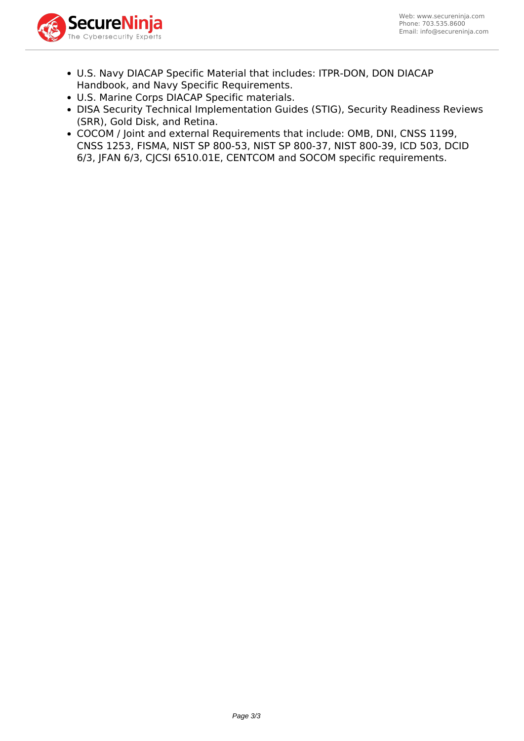- U.S. Navy DIACAP Specific Material that includes: ITPR-DON, DON DIACAP Handbook, and Navy Specific Requirements.
- U.S. Marine Corps DIACAP Specific materials.
- DISA Security Technical Implementation Guides (STIG), Security Readiness Reviews (SRR), Gold Disk, and Retina.
- COCOM / Joint and external Requirements that include: OMB, DNI, CNSS 1199, CNSS 1253, FISMA, NIST SP 800-53, NIST SP 800-37, NIST 800-39, ICD 503, DCID 6/3, JFAN 6/3, CJCSI 6510.01E, CENTCOM and SOCOM specific requirements.